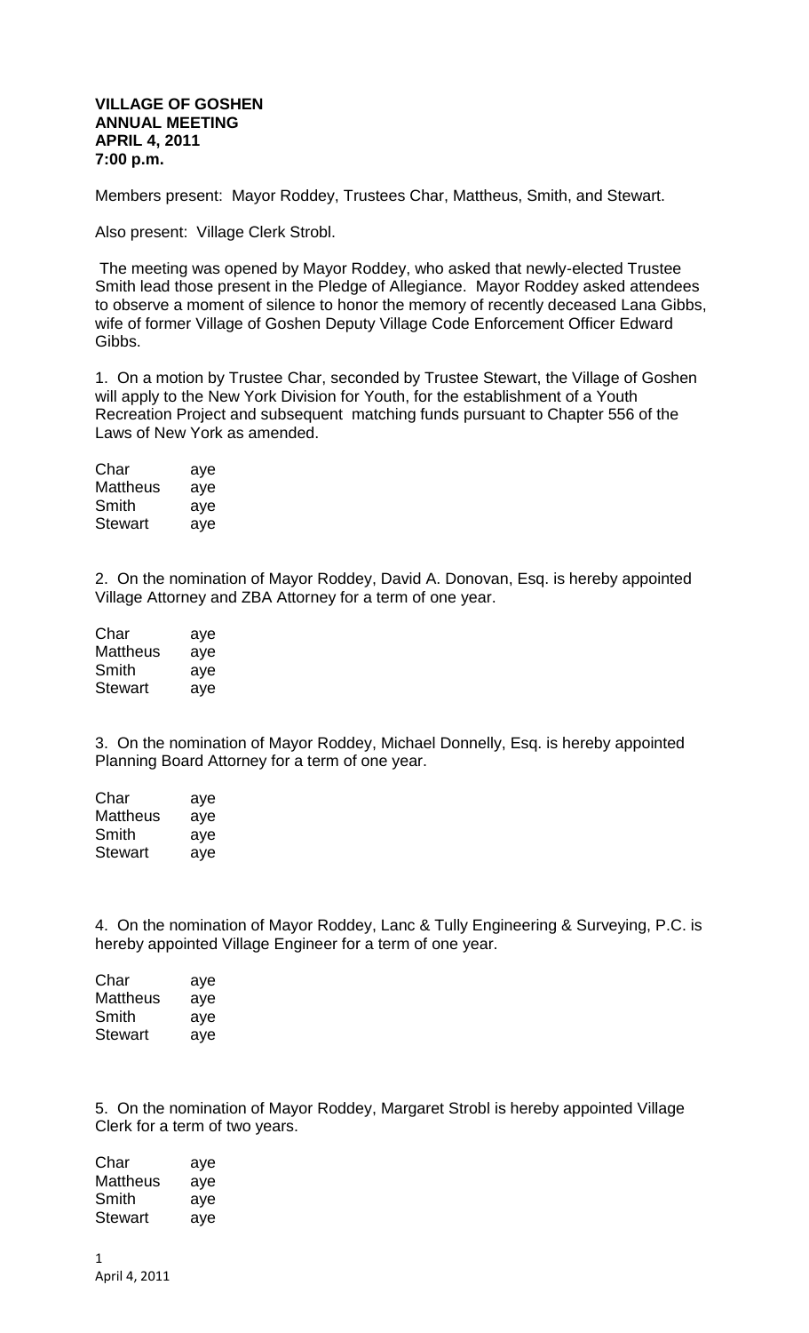**VILLAGE OF GOSHEN**
**ANNUAL MEETING**
**APRIL 4, 2011**
**7:00 p.m.**

Members present: Mayor Roddey, Trustees Char, Mattheus, Smith, and Stewart.

Also present: Village Clerk Strobl.

The meeting was opened by Mayor Roddey, who asked that newly-elected Trustee Smith lead those present in the Pledge of Allegiance. Mayor Roddey asked attendees to observe a moment of silence to honor the memory of recently deceased Lana Gibbs, wife of former Village of Goshen Deputy Village Code Enforcement Officer Edward Gibbs.

1. On a motion by Trustee Char, seconded by Trustee Stewart, the Village of Goshen will apply to the New York Division for Youth, for the establishment of a Youth Recreation Project and subsequent matching funds pursuant to Chapter 556 of the Laws of New York as amended.

| | |
|---|---|
| Char | aye |
| Mattheus | aye |
| Smith | aye |
| Stewart | aye |

2. On the nomination of Mayor Roddey, David A. Donovan, Esq. is hereby appointed Village Attorney and ZBA Attorney for a term of one year.

| | |
|---|---|
| Char | aye |
| Mattheus | aye |
| Smith | aye |
| Stewart | aye |

3. On the nomination of Mayor Roddey, Michael Donnelly, Esq. is hereby appointed Planning Board Attorney for a term of one year.

| | |
|---|---|
| Char | aye |
| Mattheus | aye |
| Smith | aye |
| Stewart | aye |

4. On the nomination of Mayor Roddey, Lanc & Tully Engineering & Surveying, P.C. is hereby appointed Village Engineer for a term of one year.

| | |
|---|---|
| Char | aye |
| Mattheus | aye |
| Smith | aye |
| Stewart | aye |

5. On the nomination of Mayor Roddey, Margaret Strobl is hereby appointed Village Clerk for a term of two years.

| | |
|---|---|
| Char | aye |
| Mattheus | aye |
| Smith | aye |
| Stewart | aye |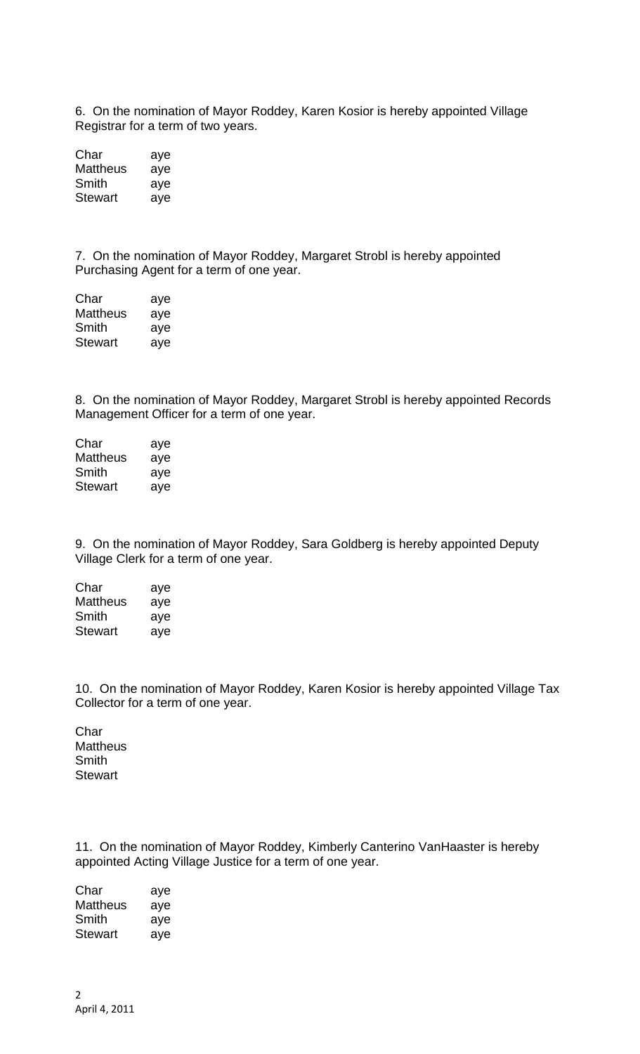6. On the nomination of Mayor Roddey, Karen Kosior is hereby appointed Village Registrar for a term of two years.

| | |
|---|---|
| Char | aye |
| Mattheus | aye |
| Smith | aye |
| Stewart | aye |

7. On the nomination of Mayor Roddey, Margaret Strobl is hereby appointed Purchasing Agent for a term of one year.

| | |
|---|---|
| Char | aye |
| Mattheus | aye |
| Smith | aye |
| Stewart | aye |

8. On the nomination of Mayor Roddey, Margaret Strobl is hereby appointed Records Management Officer for a term of one year.

| | |
|---|---|
| Char | aye |
| Mattheus | aye |
| Smith | aye |
| Stewart | aye |

9. On the nomination of Mayor Roddey, Sara Goldberg is hereby appointed Deputy Village Clerk for a term of one year.

| | |
|---|---|
| Char | aye |
| Mattheus | aye |
| Smith | aye |
| Stewart | aye |

10. On the nomination of Mayor Roddey, Karen Kosior is hereby appointed Village Tax Collector for a term of one year.

Char
Mattheus
Smith
Stewart

11. On the nomination of Mayor Roddey, Kimberly Canterino VanHaaster is hereby appointed Acting Village Justice for a term of one year.

| | |
|---|---|
| Char | aye |
| Mattheus | aye |
| Smith | aye |
| Stewart | aye |

April 4, 2011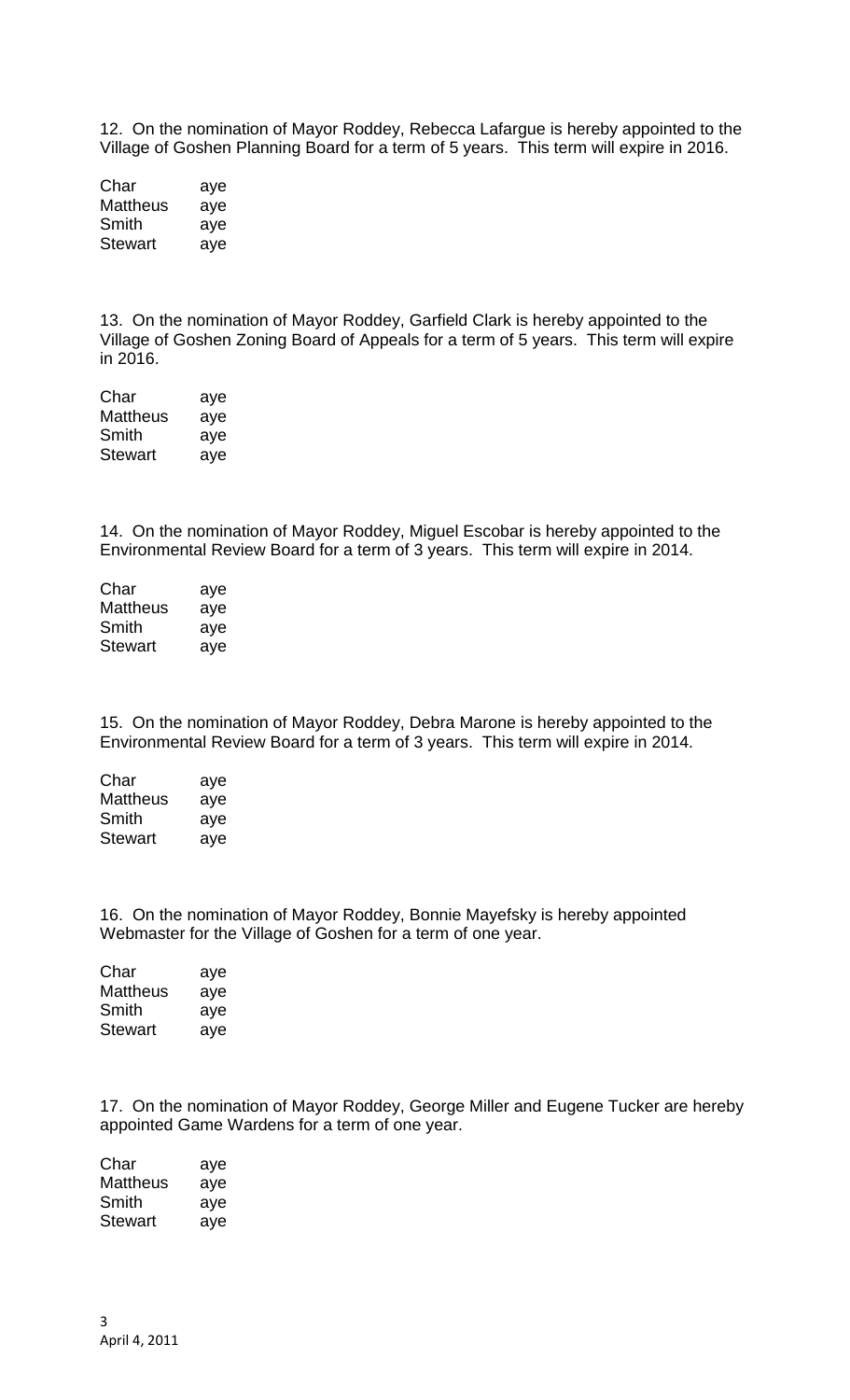12. On the nomination of Mayor Roddey, Rebecca Lafargue is hereby appointed to the Village of Goshen Planning Board for a term of 5 years. This term will expire in 2016.

| | |
|---|---|
| Char | aye |
| Mattheus | aye |
| Smith | aye |
| Stewart | aye |

13. On the nomination of Mayor Roddey, Garfield Clark is hereby appointed to the Village of Goshen Zoning Board of Appeals for a term of 5 years. This term will expire in 2016.

| | |
|---|---|
| Char | aye |
| Mattheus | aye |
| Smith | aye |
| Stewart | aye |

14. On the nomination of Mayor Roddey, Miguel Escobar is hereby appointed to the Environmental Review Board for a term of 3 years. This term will expire in 2014.

| | |
|---|---|
| Char | aye |
| Mattheus | aye |
| Smith | aye |
| Stewart | aye |

15. On the nomination of Mayor Roddey, Debra Marone is hereby appointed to the Environmental Review Board for a term of 3 years. This term will expire in 2014.

| | |
|---|---|
| Char | aye |
| Mattheus | aye |
| Smith | aye |
| Stewart | aye |

16. On the nomination of Mayor Roddey, Bonnie Mayefsky is hereby appointed Webmaster for the Village of Goshen for a term of one year.

| | |
|---|---|
| Char | aye |
| Mattheus | aye |
| Smith | aye |
| Stewart | aye |

17. On the nomination of Mayor Roddey, George Miller and Eugene Tucker are hereby appointed Game Wardens for a term of one year.

| | |
|---|---|
| Char | aye |
| Mattheus | aye |
| Smith | aye |
| Stewart | aye |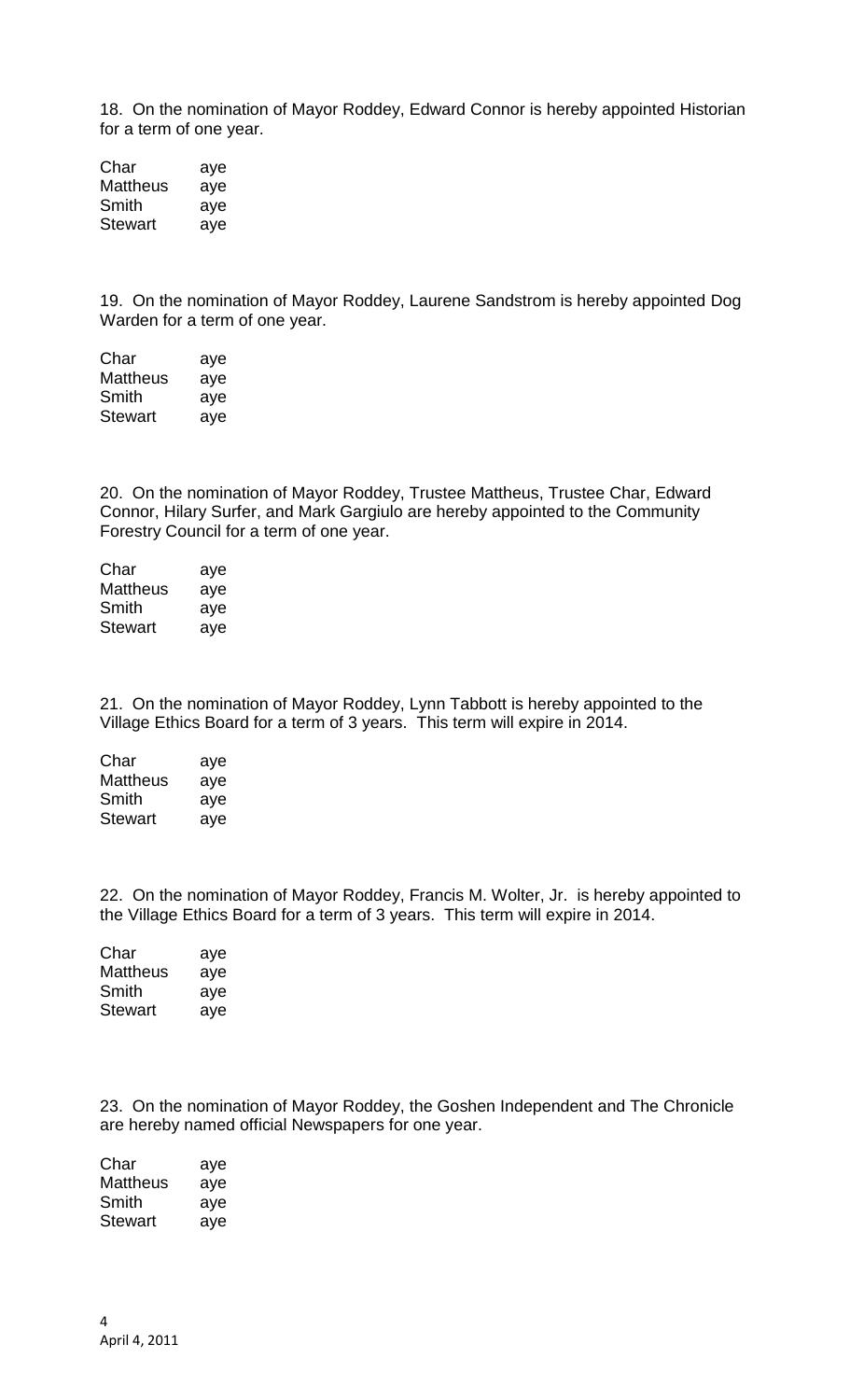18. On the nomination of Mayor Roddey, Edward Connor is hereby appointed Historian for a term of one year.

| | |
|---|---|
| Char | aye |
| Mattheus | aye |
| Smith | aye |
| Stewart | aye |

19. On the nomination of Mayor Roddey, Laurene Sandstrom is hereby appointed Dog Warden for a term of one year.

| | |
|---|---|
| Char | aye |
| Mattheus | aye |
| Smith | aye |
| Stewart | aye |

20. On the nomination of Mayor Roddey, Trustee Mattheus, Trustee Char, Edward Connor, Hilary Surfer, and Mark Gargiulo are hereby appointed to the Community Forestry Council for a term of one year.

| | |
|---|---|
| Char | aye |
| Mattheus | aye |
| Smith | aye |
| Stewart | aye |

21. On the nomination of Mayor Roddey, Lynn Tabbott is hereby appointed to the Village Ethics Board for a term of 3 years. This term will expire in 2014.

| | |
|---|---|
| Char | aye |
| Mattheus | aye |
| Smith | aye |
| Stewart | aye |

22. On the nomination of Mayor Roddey, Francis M. Wolter, Jr. is hereby appointed to the Village Ethics Board for a term of 3 years. This term will expire in 2014.

| | |
|---|---|
| Char | aye |
| Mattheus | aye |
| Smith | aye |
| Stewart | aye |

23. On the nomination of Mayor Roddey, the Goshen Independent and The Chronicle are hereby named official Newspapers for one year.

| | |
|---|---|
| Char | aye |
| Mattheus | aye |
| Smith | aye |
| Stewart | aye |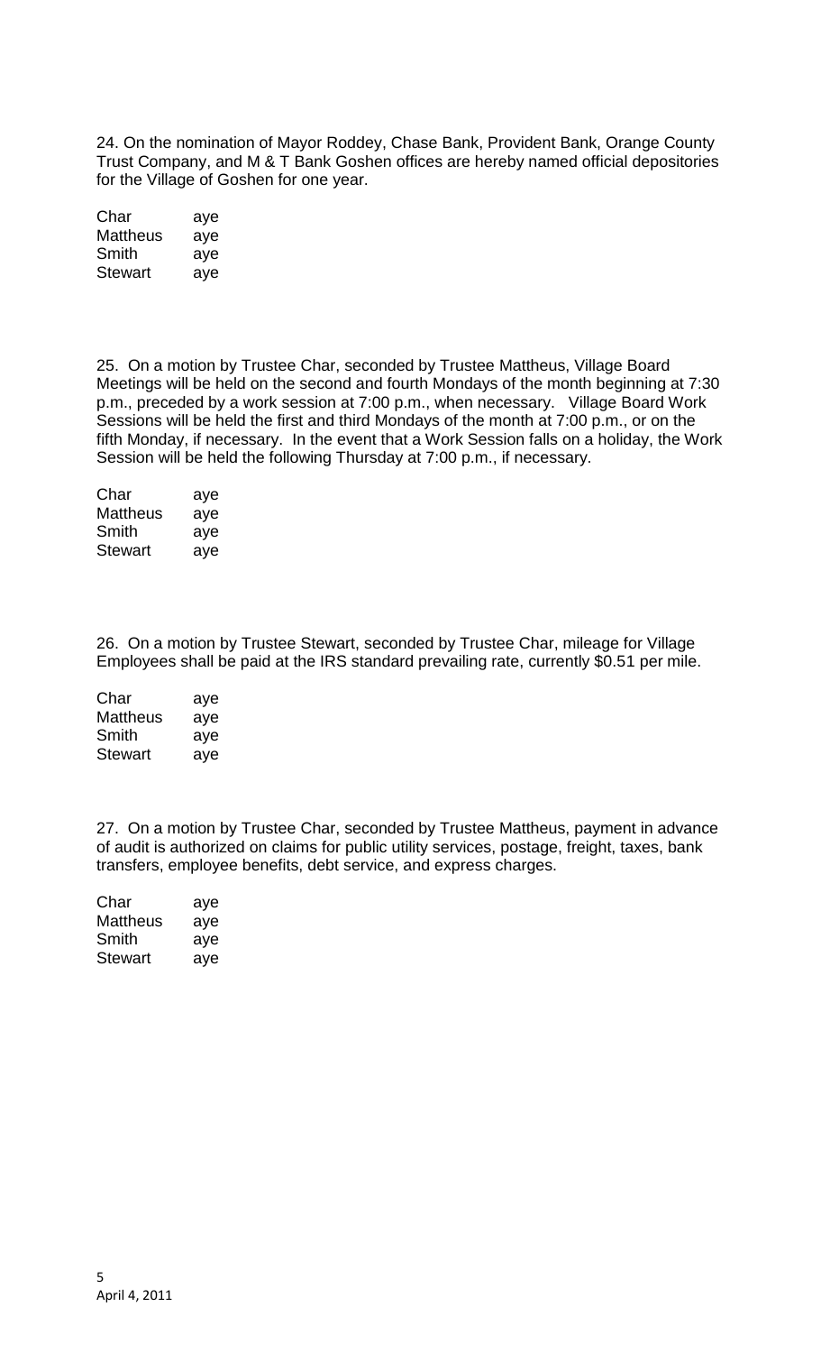24. On the nomination of Mayor Roddey, Chase Bank, Provident Bank, Orange County Trust Company, and M & T Bank Goshen offices are hereby named official depositories for the Village of Goshen for one year.

| | |
|---|---|
| Char | aye |
| Mattheus | aye |
| Smith | aye |
| Stewart | aye |

25. On a motion by Trustee Char, seconded by Trustee Mattheus, Village Board Meetings will be held on the second and fourth Mondays of the month beginning at 7:30 p.m., preceded by a work session at 7:00 p.m., when necessary. Village Board Work Sessions will be held the first and third Mondays of the month at 7:00 p.m., or on the fifth Monday, if necessary. In the event that a Work Session falls on a holiday, the Work Session will be held the following Thursday at 7:00 p.m., if necessary.

| | |
|---|---|
| Char | aye |
| Mattheus | aye |
| Smith | aye |
| Stewart | aye |

26. On a motion by Trustee Stewart, seconded by Trustee Char, mileage for Village Employees shall be paid at the IRS standard prevailing rate, currently $0.51 per mile.

| | |
|---|---|
| Char | aye |
| Mattheus | aye |
| Smith | aye |
| Stewart | aye |

27. On a motion by Trustee Char, seconded by Trustee Mattheus, payment in advance of audit is authorized on claims for public utility services, postage, freight, taxes, bank transfers, employee benefits, debt service, and express charges.

| | |
|---|---|
| Char | aye |
| Mattheus | aye |
| Smith | aye |
| Stewart | aye |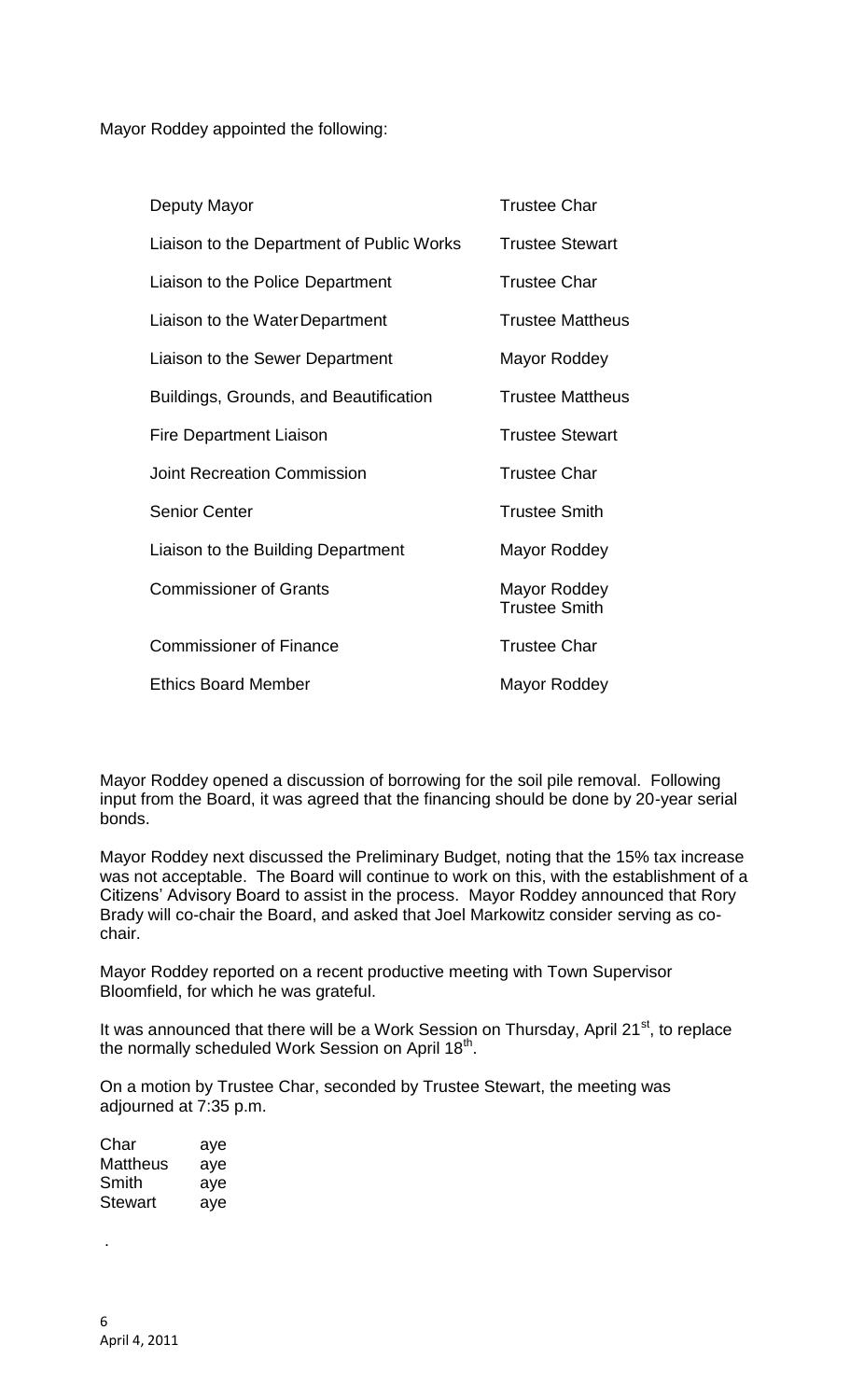Mayor Roddey appointed the following:

| | |
|---|---|
| Deputy Mayor | Trustee Char |
| Liaison to the Department of Public Works | Trustee Stewart |
| Liaison to the Police Department | Trustee Char |
| Liaison to the Water Department | Trustee Mattheus |
| Liaison to the Sewer Department | Mayor Roddey |
| Buildings, Grounds, and Beautification | Trustee Mattheus |
| Fire Department Liaison | Trustee Stewart |
| Joint Recreation Commission | Trustee Char |
| Senior Center | Trustee Smith |
| Liaison to the Building Department | Mayor Roddey |
| Commissioner of Grants | Mayor Roddey<br>Trustee Smith |
| Commissioner of Finance | Trustee Char |
| Ethics Board Member | Mayor Roddey |

Mayor Roddey opened a discussion of borrowing for the soil pile removal. Following input from the Board, it was agreed that the financing should be done by 20-year serial bonds.

Mayor Roddey next discussed the Preliminary Budget, noting that the 15% tax increase was not acceptable. The Board will continue to work on this, with the establishment of a Citizens' Advisory Board to assist in the process. Mayor Roddey announced that Rory Brady will co-chair the Board, and asked that Joel Markowitz consider serving as co-chair.

Mayor Roddey reported on a recent productive meeting with Town Supervisor Bloomfield, for which he was grateful.

It was announced that there will be a Work Session on Thursday, April 21st, to replace the normally scheduled Work Session on April 18th.

On a motion by Trustee Char, seconded by Trustee Stewart, the meeting was adjourned at 7:35 p.m.

| | |
|---|---|
| Char | aye |
| Mattheus | aye |
| Smith | aye |
| Stewart | aye |

.